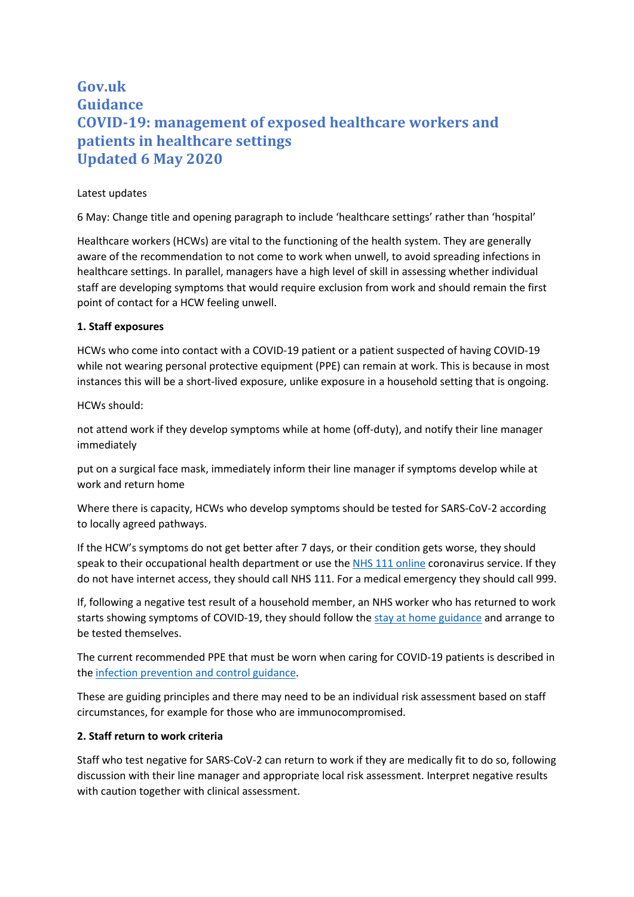# Gov.uk
# Guidance
# COVID-19: management of exposed healthcare workers and patients in healthcare settings
# Updated 6 May 2020

Latest updates

6 May: Change title and opening paragraph to include 'healthcare settings' rather than 'hospital'

Healthcare workers (HCWs) are vital to the functioning of the health system. They are generally aware of the recommendation to not come to work when unwell, to avoid spreading infections in healthcare settings. In parallel, managers have a high level of skill in assessing whether individual staff are developing symptoms that would require exclusion from work and should remain the first point of contact for a HCW feeling unwell.

**1. Staff exposures**

HCWs who come into contact with a COVID-19 patient or a patient suspected of having COVID-19 while not wearing personal protective equipment (PPE) can remain at work. This is because in most instances this will be a short-lived exposure, unlike exposure in a household setting that is ongoing.

HCWs should:

not attend work if they develop symptoms while at home (off-duty), and notify their line manager immediately

put on a surgical face mask, immediately inform their line manager if symptoms develop while at work and return home

Where there is capacity, HCWs who develop symptoms should be tested for SARS-CoV-2 according to locally agreed pathways.

If the HCW's symptoms do not get better after 7 days, or their condition gets worse, they should speak to their occupational health department or use the NHS 111 online coronavirus service. If they do not have internet access, they should call NHS 111. For a medical emergency they should call 999.

If, following a negative test result of a household member, an NHS worker who has returned to work starts showing symptoms of COVID-19, they should follow the stay at home guidance and arrange to be tested themselves.

The current recommended PPE that must be worn when caring for COVID-19 patients is described in the infection prevention and control guidance.

These are guiding principles and there may need to be an individual risk assessment based on staff circumstances, for example for those who are immunocompromised.

**2. Staff return to work criteria**

Staff who test negative for SARS-CoV-2 can return to work if they are medically fit to do so, following discussion with their line manager and appropriate local risk assessment. Interpret negative results with caution together with clinical assessment.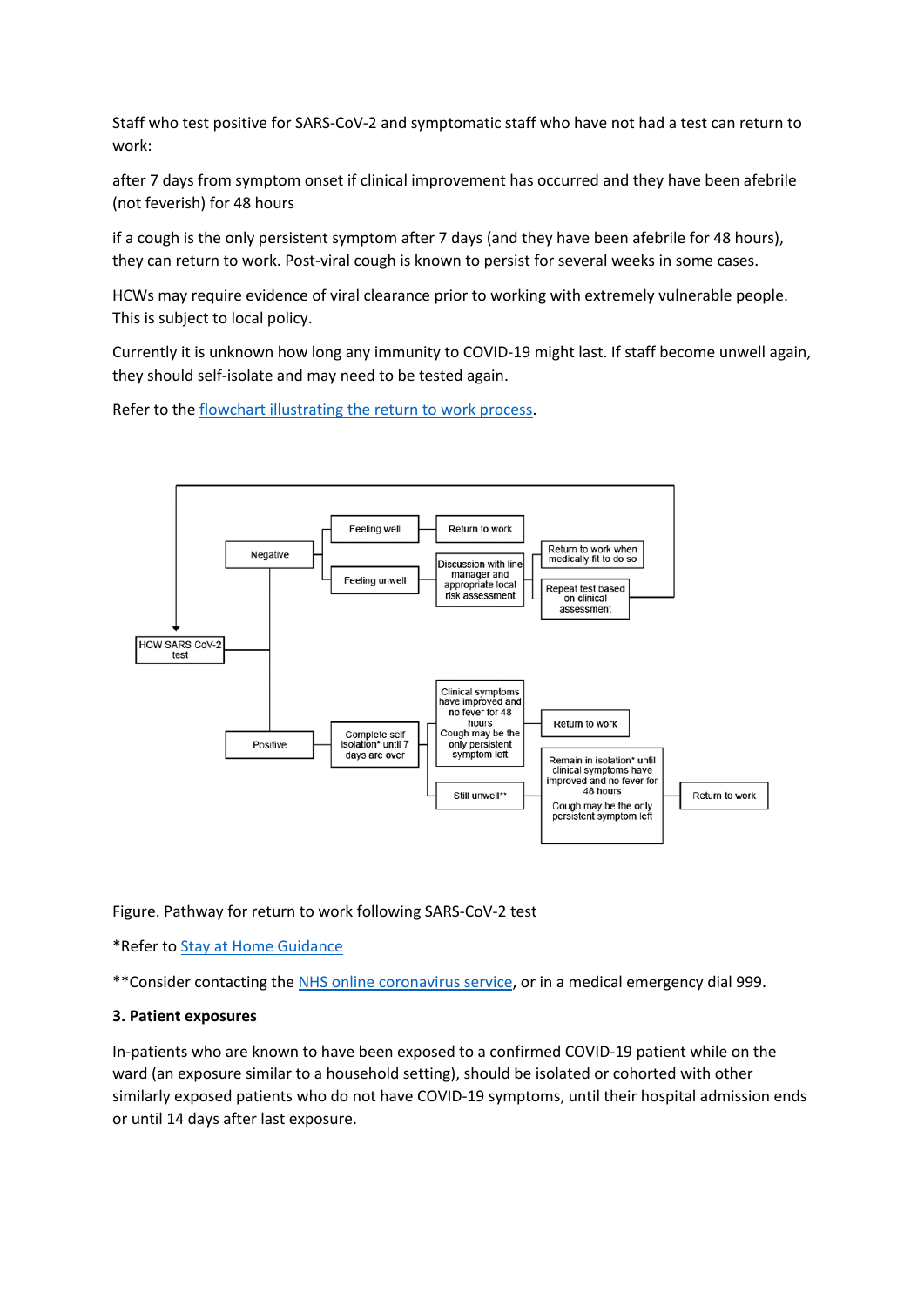Staff who test positive for SARS-CoV-2 and symptomatic staff who have not had a test can return to work:

after 7 days from symptom onset if clinical improvement has occurred and they have been afebrile (not feverish) for 48 hours

if a cough is the only persistent symptom after 7 days (and they have been afebrile for 48 hours), they can return to work. Post-viral cough is known to persist for several weeks in some cases.

HCWs may require evidence of viral clearance prior to working with extremely vulnerable people. This is subject to local policy.

Currently it is unknown how long any immunity to COVID-19 might last. If staff become unwell again, they should self-isolate and may need to be tested again.

Refer to the flowchart illustrating the return to work process.

- HCW SARS CoV-2 test
  - Negative
    - Feeling well → Return to work
    - Feeling unwell → Discussion with line manager and appropriate local risk assessment
      - Return to work when medically fit to do so
      - Repeat test based on clinical assessment → HCW SARS CoV-2 test
  - Positive → Complete self isolation* until 7 days are over
    - Clinical symptoms have improved and no fever for 48 hours. Cough may be the only persistent symptom left → Return to work
    - Still unwell** → Remain in isolation* until clinical symptoms have improved and no fever for 48 hours. Cough may be the only persistent symptom left → Return to work

Figure. Pathway for return to work following SARS-CoV-2 test

*Refer to Stay at Home Guidance

**Consider contacting the NHS online coronavirus service, or in a medical emergency dial 999.

**3. Patient exposures**

In-patients who are known to have been exposed to a confirmed COVID-19 patient while on the ward (an exposure similar to a household setting), should be isolated or cohorted with other similarly exposed patients who do not have COVID-19 symptoms, until their hospital admission ends or until 14 days after last exposure.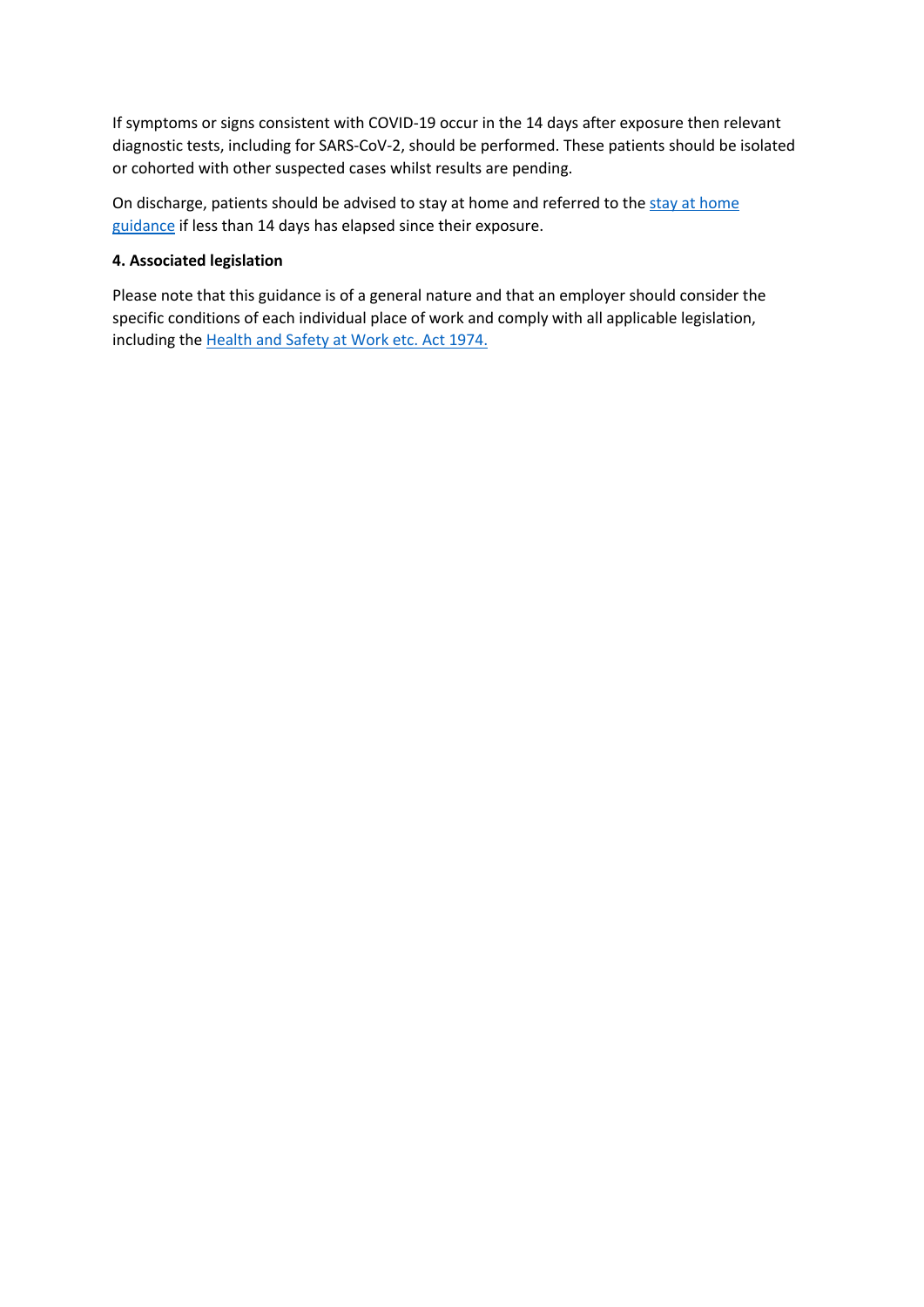If symptoms or signs consistent with COVID-19 occur in the 14 days after exposure then relevant diagnostic tests, including for SARS-CoV-2, should be performed. These patients should be isolated or cohorted with other suspected cases whilst results are pending.

On discharge, patients should be advised to stay at home and referred to the stay at home guidance if less than 14 days has elapsed since their exposure.

**4. Associated legislation**

Please note that this guidance is of a general nature and that an employer should consider the specific conditions of each individual place of work and comply with all applicable legislation, including the Health and Safety at Work etc. Act 1974.